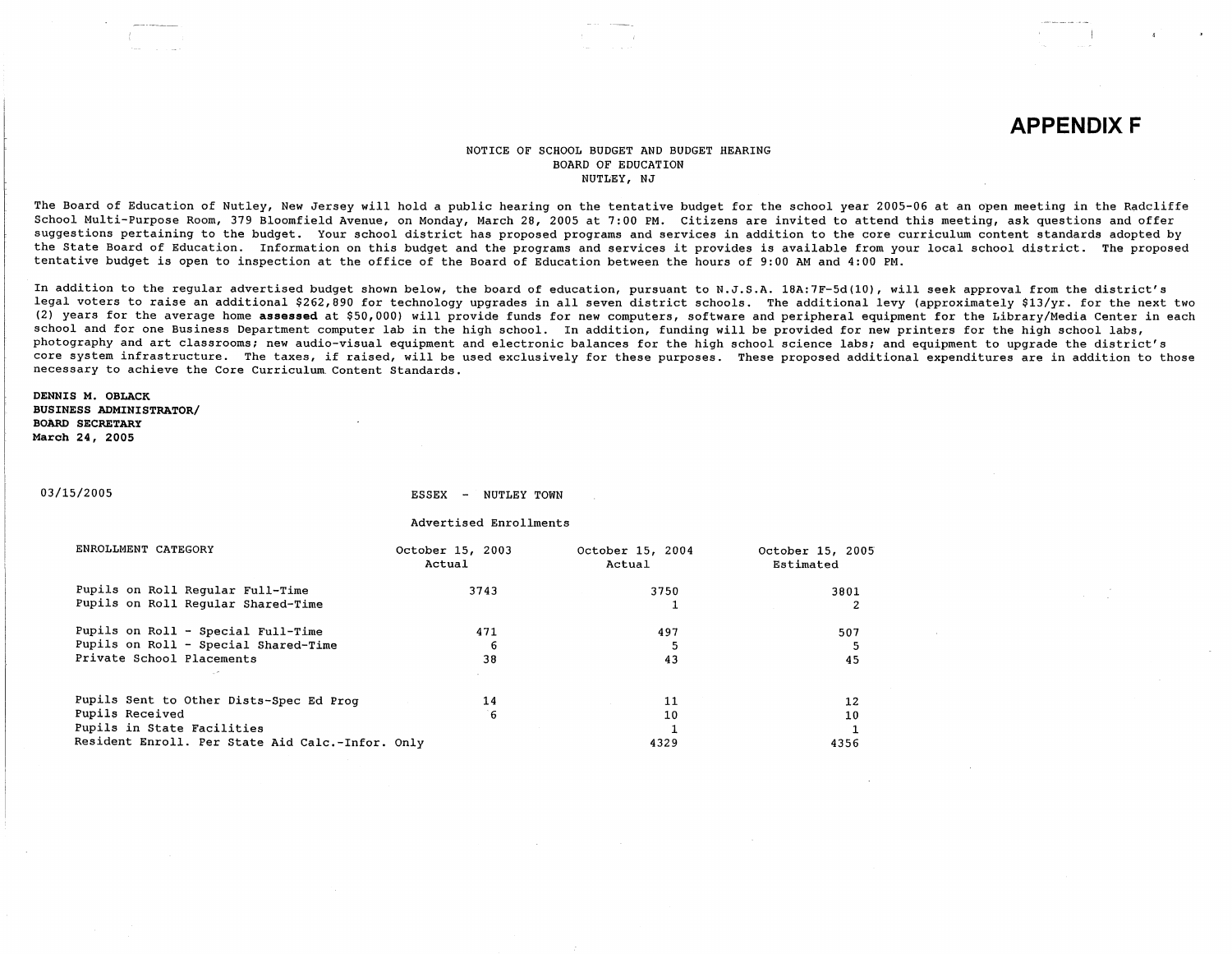# APPENDIX F

NOTICE OF SCHOOL BUDGET AND BUDGET HEARING
BOARD OF EDUCATION
NUTLEY, NJ

The Board of Education of Nutley, New Jersey will hold a public hearing on the tentative budget for the school year 2005-06 at an open meeting in the Radcliffe School Multi-Purpose Room, 379 Bloomfield Avenue, on Monday, March 28, 2005 at 7:00 PM. Citizens are invited to attend this meeting, ask questions and offer suggestions pertaining to the budget. Your school district has proposed programs and services in addition to the core curriculum content standards adopted by the State Board of Education. Information on this budget and the programs and services it provides is available from your local school district. The proposed tentative budget is open to inspection at the office of the Board of Education between the hours of 9:00 AM and 4:00 PM.

In addition to the regular advertised budget shown below, the board of education, pursuant to N.J.S.A. 18A:7F-5d(10), will seek approval from the district's legal voters to raise an additional $262,890 for technology upgrades in all seven district schools. The additional levy (approximately $13/yr. for the next two (2) years for the average home **assessed** at $50,000) will provide funds for new computers, software and peripheral equipment for the Library/Media Center in each school and for one Business Department computer lab in the high school. In addition, funding will be provided for new printers for the high school labs, photography and art classrooms; new audio-visual equipment and electronic balances for the high school science labs; and equipment to upgrade the district's core system infrastructure. The taxes, if raised, will be used exclusively for these purposes. These proposed additional expenditures are in addition to those necessary to achieve the Core Curriculum Content Standards.

**DENNIS M. OBLACK**
**BUSINESS ADMINISTRATOR/**
**BOARD SECRETARY**
**March 24, 2005**

03/15/2005

ESSEX - NUTLEY TOWN

Advertised Enrollments

| ENROLLMENT CATEGORY | October 15, 2003 Actual | October 15, 2004 Actual | October 15, 2005 Estimated |
|---|---|---|---|
| Pupils on Roll Regular Full-Time | 3743 | 3750 | 3801 |
| Pupils on Roll Regular Shared-Time | | 1 | 2 |
| Pupils on Roll - Special Full-Time | 471 | 497 | 507 |
| Pupils on Roll - Special Shared-Time | 6 | 5 | 5 |
| Private School Placements | 38 | 43 | 45 |
| Pupils Sent to Other Dists-Spec Ed Prog | 14 | 11 | 12 |
| Pupils Received | 6 | 10 | 10 |
| Pupils in State Facilities | | 1 | 1 |
| Resident Enroll. Per State Aid Calc.-Infor. Only | | 4329 | 4356 |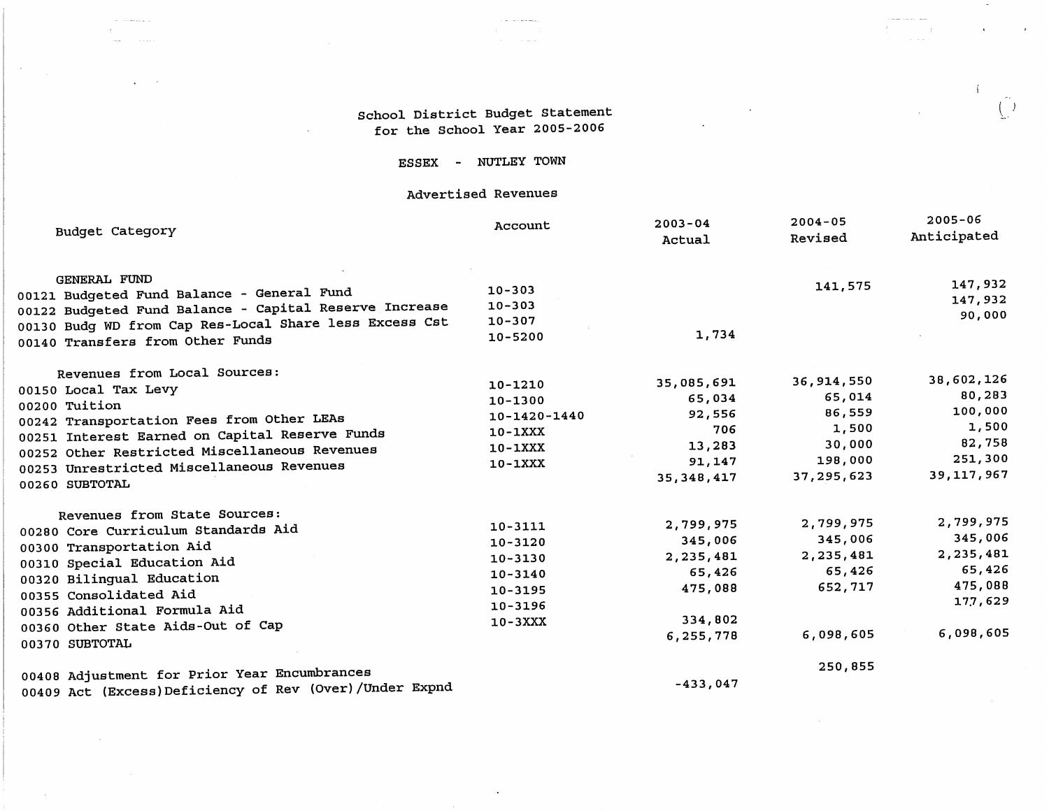# School District Budget Statement
## for the School Year 2005-2006

### ESSEX - NUTLEY TOWN

### Advertised Revenues

| Budget Category | Account | 2003-04 Actual | 2004-05 Revised | 2005-06 Anticipated |
|---|---|---|---|---|
| GENERAL FUND | | | | |
| 00121 Budgeted Fund Balance - General Fund | 10-303 | | 141,575 | 147,932 |
| 00122 Budgeted Fund Balance - Capital Reserve Increase | 10-303 | | | 147,932 |
| 00130 Budg WD from Cap Res-Local Share less Excess Cst | 10-307 | | | 90,000 |
| 00140 Transfers from Other Funds | 10-5200 | 1,734 | | |
| Revenues from Local Sources: | | | | |
| 00150 Local Tax Levy | 10-1210 | 35,085,691 | 36,914,550 | 38,602,126 |
| 00200 Tuition | 10-1300 | 65,034 | 65,014 | 80,283 |
| 00242 Transportation Fees from Other LEAs | 10-1420-1440 | 92,556 | 86,559 | 100,000 |
| 00251 Interest Earned on Capital Reserve Funds | 10-1XXX | 706 | 1,500 | 1,500 |
| 00252 Other Restricted Miscellaneous Revenues | 10-1XXX | 13,283 | 30,000 | 82,758 |
| 00253 Unrestricted Miscellaneous Revenues | 10-1XXX | 91,147 | 198,000 | 251,300 |
| 00260 SUBTOTAL | | 35,348,417 | 37,295,623 | 39,117,967 |
| Revenues from State Sources: | | | | |
| 00280 Core Curriculum Standards Aid | 10-3111 | 2,799,975 | 2,799,975 | 2,799,975 |
| 00300 Transportation Aid | 10-3120 | 345,006 | 345,006 | 345,006 |
| 00310 Special Education Aid | 10-3130 | 2,235,481 | 2,235,481 | 2,235,481 |
| 00320 Bilingual Education | 10-3140 | 65,426 | 65,426 | 65,426 |
| 00355 Consolidated Aid | 10-3195 | 475,088 | 652,717 | 475,088 |
| 00356 Additional Formula Aid | 10-3196 | | | 177,629 |
| 00360 Other State Aids-Out of Cap | 10-3XXX | 334,802 | | |
| 00370 SUBTOTAL | | 6,255,778 | 6,098,605 | 6,098,605 |
| 00408 Adjustment for Prior Year Encumbrances | | | 250,855 | |
| 00409 Act (Excess)Deficiency of Rev (Over)/Under Expnd | | -433,047 | | |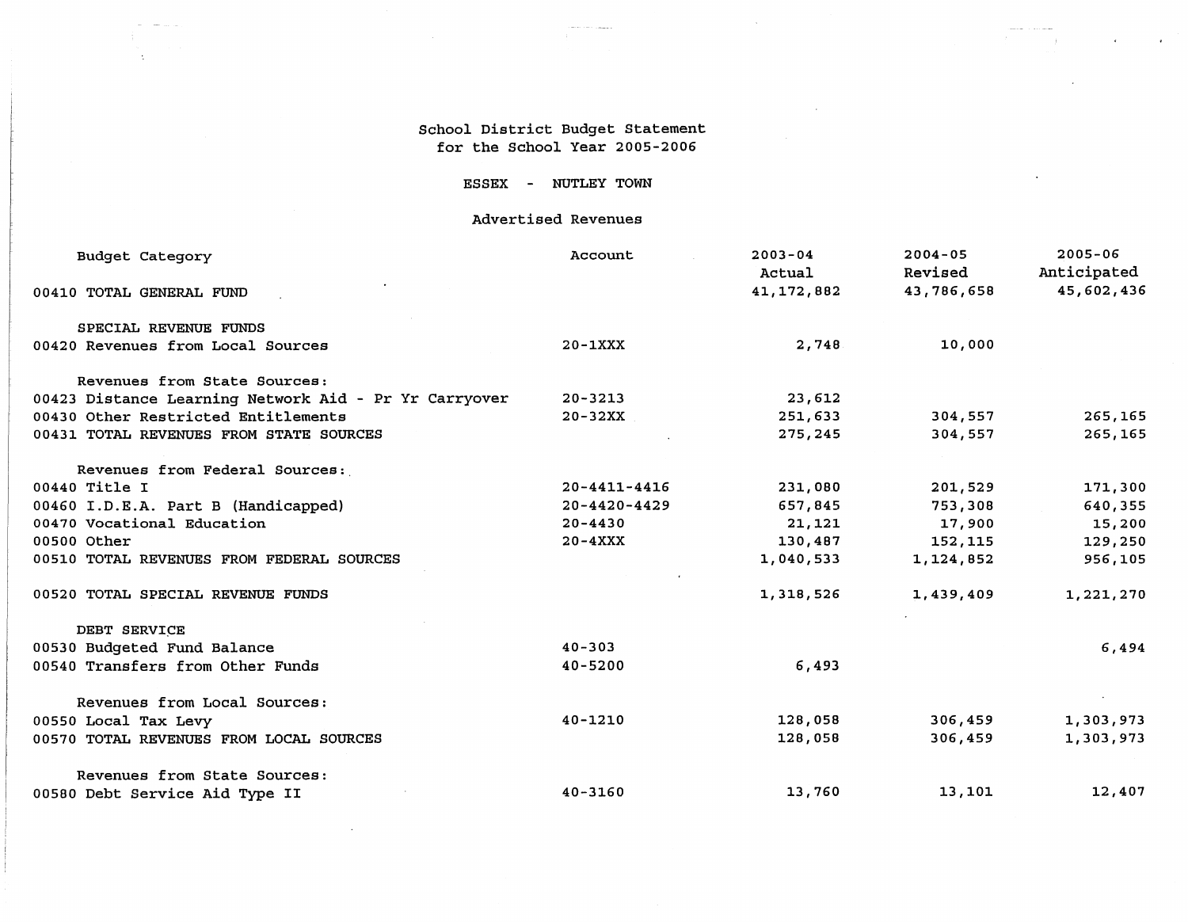School District Budget Statement
for the School Year 2005-2006

ESSEX - NUTLEY TOWN

Advertised Revenues

| Budget Category | Account | 2003-04 Actual | 2004-05 Revised | 2005-06 Anticipated |
|---|---|---|---|---|
| 00410 TOTAL GENERAL FUND | | 41,172,882 | 43,786,658 | 45,602,436 |
| SPECIAL REVENUE FUNDS | | | | |
| 00420 Revenues from Local Sources | 20-1XXX | 2,748 | 10,000 | |
| Revenues from State Sources: | | | | |
| 00423 Distance Learning Network Aid - Pr Yr Carryover | 20-3213 | 23,612 | | |
| 00430 Other Restricted Entitlements | 20-32XX | 251,633 | 304,557 | 265,165 |
| 00431 TOTAL REVENUES FROM STATE SOURCES | | 275,245 | 304,557 | 265,165 |
| Revenues from Federal Sources: | | | | |
| 00440 Title I | 20-4411-4416 | 231,080 | 201,529 | 171,300 |
| 00460 I.D.E.A. Part B (Handicapped) | 20-4420-4429 | 657,845 | 753,308 | 640,355 |
| 00470 Vocational Education | 20-4430 | 21,121 | 17,900 | 15,200 |
| 00500 Other | 20-4XXX | 130,487 | 152,115 | 129,250 |
| 00510 TOTAL REVENUES FROM FEDERAL SOURCES | | 1,040,533 | 1,124,852 | 956,105 |
| 00520 TOTAL SPECIAL REVENUE FUNDS | | 1,318,526 | 1,439,409 | 1,221,270 |
| DEBT SERVICE | | | | |
| 00530 Budgeted Fund Balance | 40-303 | | | 6,494 |
| 00540 Transfers from Other Funds | 40-5200 | 6,493 | | |
| Revenues from Local Sources: | | | | |
| 00550 Local Tax Levy | 40-1210 | 128,058 | 306,459 | 1,303,973 |
| 00570 TOTAL REVENUES FROM LOCAL SOURCES | | 128,058 | 306,459 | 1,303,973 |
| Revenues from State Sources: | | | | |
| 00580 Debt Service Aid Type II | 40-3160 | 13,760 | 13,101 | 12,407 |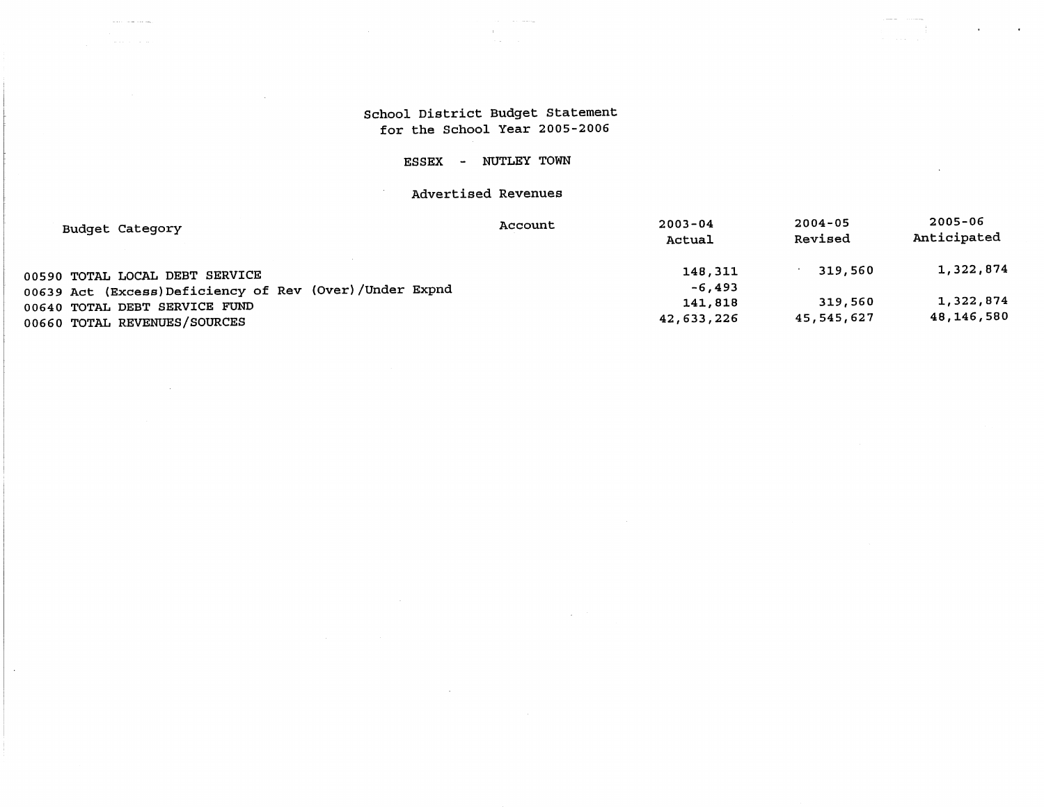# School District Budget Statement
## for the School Year 2005-2006

### ESSEX - NUTLEY TOWN

### Advertised Revenues

| Budget Category | Account | 2003-04 Actual | 2004-05 Revised | 2005-06 Anticipated |
|---|---|---|---|---|
| 00590 TOTAL LOCAL DEBT SERVICE | | 148,311 | 319,560 | 1,322,874 |
| 00639 Act (Excess)Deficiency of Rev (Over)/Under Expnd | | -6,493 | | |
| 00640 TOTAL DEBT SERVICE FUND | | 141,818 | 319,560 | 1,322,874 |
| 00660 TOTAL REVENUES/SOURCES | | 42,633,226 | 45,545,627 | 48,146,580 |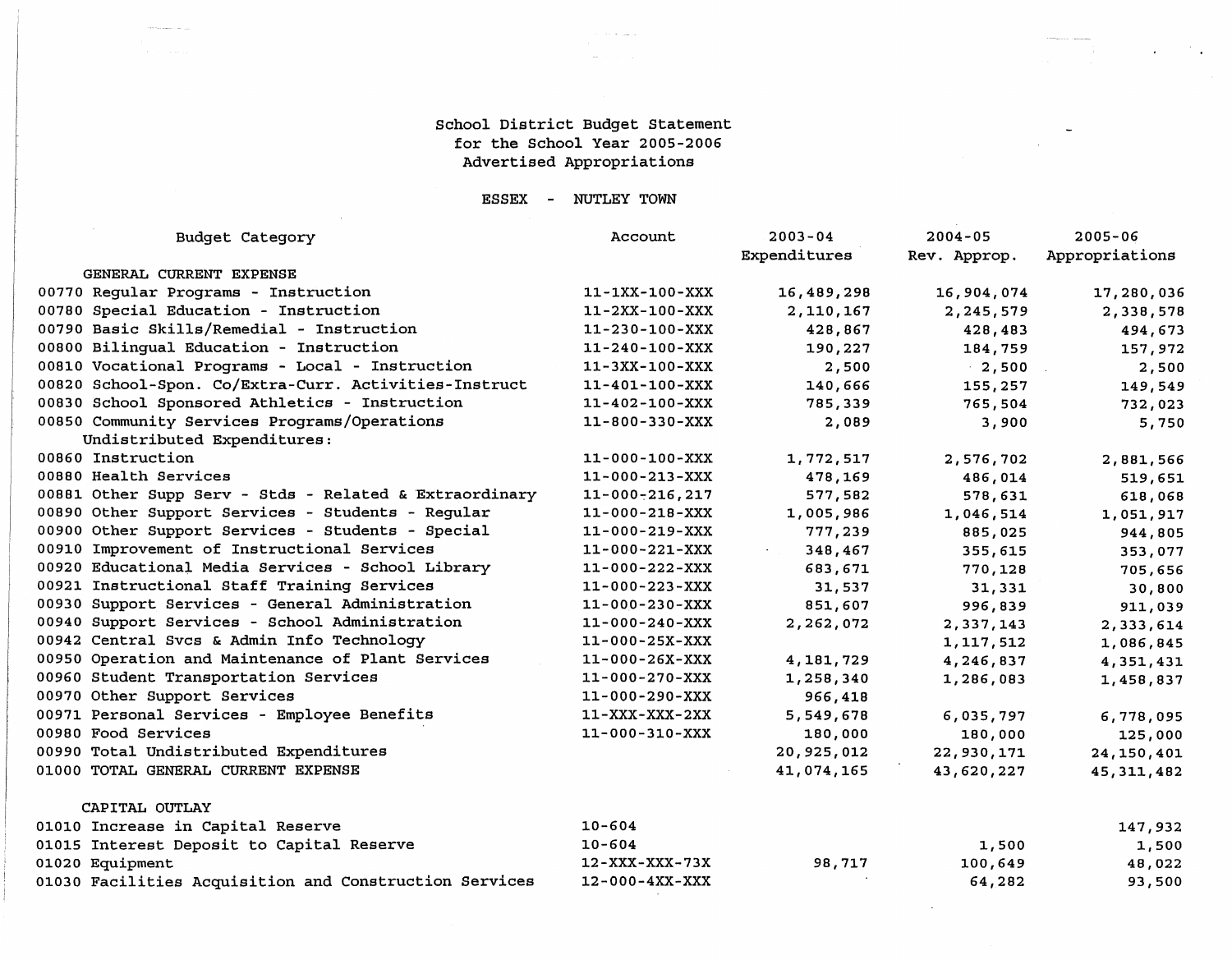School District Budget Statement
for the School Year 2005-2006
Advertised Appropriations

ESSEX - NUTLEY TOWN

| Budget Category | Account | 2003-04 Expenditures | 2004-05 Rev. Approp. | 2005-06 Appropriations |
|---|---|---|---|---|
| GENERAL CURRENT EXPENSE | | | | |
| 00770 Regular Programs - Instruction | 11-1XX-100-XXX | 16,489,298 | 16,904,074 | 17,280,036 |
| 00780 Special Education - Instruction | 11-2XX-100-XXX | 2,110,167 | 2,245,579 | 2,338,578 |
| 00790 Basic Skills/Remedial - Instruction | 11-230-100-XXX | 428,867 | 428,483 | 494,673 |
| 00800 Bilingual Education - Instruction | 11-240-100-XXX | 190,227 | 184,759 | 157,972 |
| 00810 Vocational Programs - Local - Instruction | 11-3XX-100-XXX | 2,500 | 2,500 | 2,500 |
| 00820 School-Spon. Co/Extra-Curr. Activities-Instruct | 11-401-100-XXX | 140,666 | 155,257 | 149,549 |
| 00830 School Sponsored Athletics - Instruction | 11-402-100-XXX | 785,339 | 765,504 | 732,023 |
| 00850 Community Services Programs/Operations | 11-800-330-XXX | 2,089 | 3,900 | 5,750 |
| Undistributed Expenditures: | | | | |
| 00860 Instruction | 11-000-100-XXX | 1,772,517 | 2,576,702 | 2,881,566 |
| 00880 Health Services | 11-000-213-XXX | 478,169 | 486,014 | 519,651 |
| 00881 Other Supp Serv - Stds - Related & Extraordinary | 11-000-216,217 | 577,582 | 578,631 | 618,068 |
| 00890 Other Support Services - Students - Regular | 11-000-218-XXX | 1,005,986 | 1,046,514 | 1,051,917 |
| 00900 Other Support Services - Students - Special | 11-000-219-XXX | 777,239 | 885,025 | 944,805 |
| 00910 Improvement of Instructional Services | 11-000-221-XXX | 348,467 | 355,615 | 353,077 |
| 00920 Educational Media Services - School Library | 11-000-222-XXX | 683,671 | 770,128 | 705,656 |
| 00921 Instructional Staff Training Services | 11-000-223-XXX | 31,537 | 31,331 | 30,800 |
| 00930 Support Services - General Administration | 11-000-230-XXX | 851,607 | 996,839 | 911,039 |
| 00940 Support Services - School Administration | 11-000-240-XXX | 2,262,072 | 2,337,143 | 2,333,614 |
| 00942 Central Svcs & Admin Info Technology | 11-000-25X-XXX | | 1,117,512 | 1,086,845 |
| 00950 Operation and Maintenance of Plant Services | 11-000-26X-XXX | 4,181,729 | 4,246,837 | 4,351,431 |
| 00960 Student Transportation Services | 11-000-270-XXX | 1,258,340 | 1,286,083 | 1,458,837 |
| 00970 Other Support Services | 11-000-290-XXX | 966,418 | | |
| 00971 Personal Services - Employee Benefits | 11-XXX-XXX-2XX | 5,549,678 | 6,035,797 | 6,778,095 |
| 00980 Food Services | 11-000-310-XXX | 180,000 | 180,000 | 125,000 |
| 00990 Total Undistributed Expenditures | | 20,925,012 | 22,930,171 | 24,150,401 |
| 01000 TOTAL GENERAL CURRENT EXPENSE | | 41,074,165 | 43,620,227 | 45,311,482 |
| CAPITAL OUTLAY | | | | |
| 01010 Increase in Capital Reserve | 10-604 | | | 147,932 |
| 01015 Interest Deposit to Capital Reserve | 10-604 | | 1,500 | 1,500 |
| 01020 Equipment | 12-XXX-XXX-73X | 98,717 | 100,649 | 48,022 |
| 01030 Facilities Acquisition and Construction Services | 12-000-4XX-XXX | | 64,282 | 93,500 |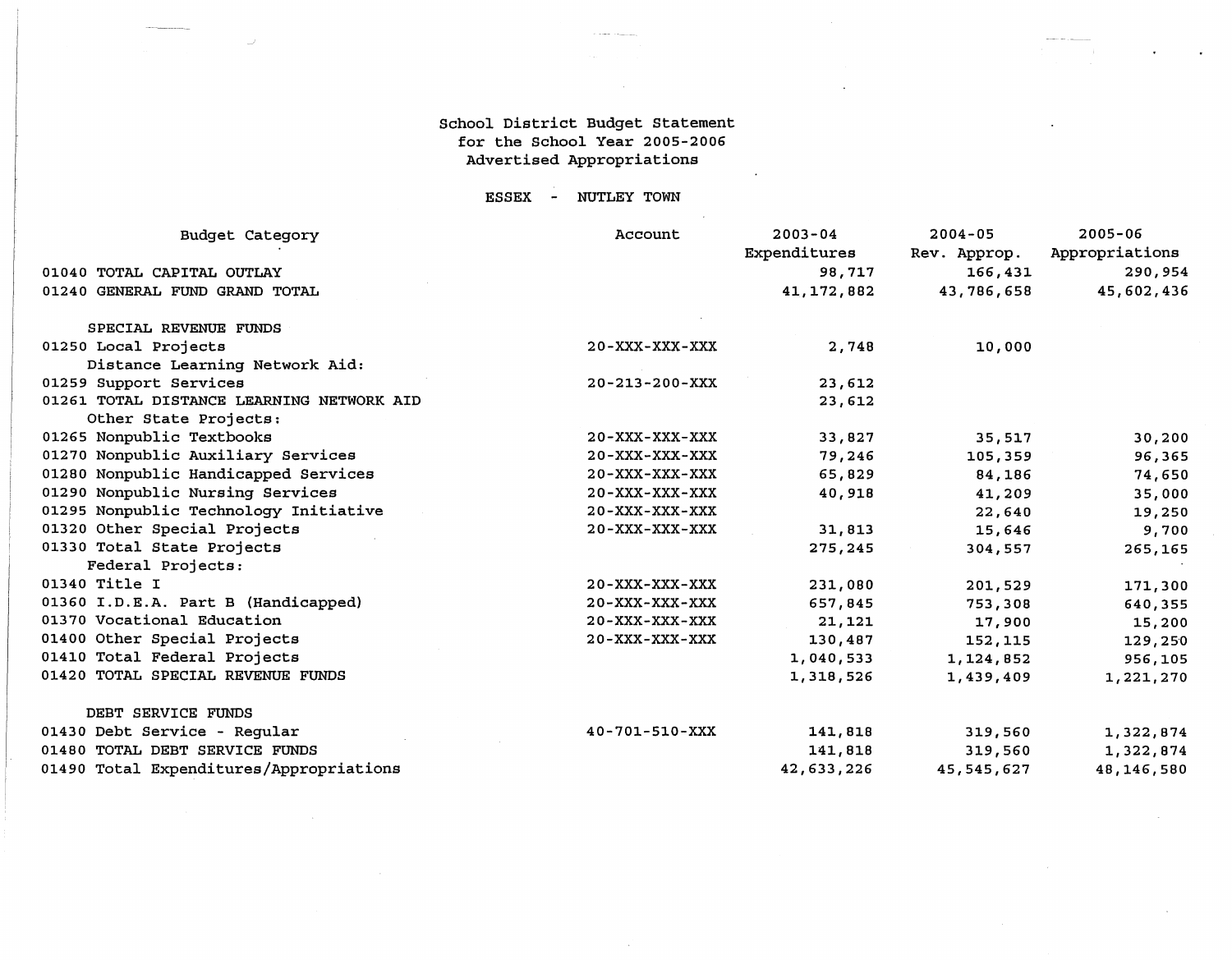School District Budget Statement
for the School Year 2005-2006
Advertised Appropriations

ESSEX - NUTLEY TOWN

| Budget Category | Account | 2003-04 Expenditures | 2004-05 Rev. Approp. | 2005-06 Appropriations |
|---|---|---|---|---|
| 01040 TOTAL CAPITAL OUTLAY | | 98,717 | 166,431 | 290,954 |
| 01240 GENERAL FUND GRAND TOTAL | | 41,172,882 | 43,786,658 | 45,602,436 |
| SPECIAL REVENUE FUNDS | | | | |
| 01250 Local Projects | 20-XXX-XXX-XXX | 2,748 | 10,000 | |
| Distance Learning Network Aid: | | | | |
| 01259 Support Services | 20-213-200-XXX | 23,612 | | |
| 01261 TOTAL DISTANCE LEARNING NETWORK AID | | 23,612 | | |
| Other State Projects: | | | | |
| 01265 Nonpublic Textbooks | 20-XXX-XXX-XXX | 33,827 | 35,517 | 30,200 |
| 01270 Nonpublic Auxiliary Services | 20-XXX-XXX-XXX | 79,246 | 105,359 | 96,365 |
| 01280 Nonpublic Handicapped Services | 20-XXX-XXX-XXX | 65,829 | 84,186 | 74,650 |
| 01290 Nonpublic Nursing Services | 20-XXX-XXX-XXX | 40,918 | 41,209 | 35,000 |
| 01295 Nonpublic Technology Initiative | 20-XXX-XXX-XXX | | 22,640 | 19,250 |
| 01320 Other Special Projects | 20-XXX-XXX-XXX | 31,813 | 15,646 | 9,700 |
| 01330 Total State Projects | | 275,245 | 304,557 | 265,165 |
| Federal Projects: | | | | |
| 01340 Title I | 20-XXX-XXX-XXX | 231,080 | 201,529 | 171,300 |
| 01360 I.D.E.A. Part B (Handicapped) | 20-XXX-XXX-XXX | 657,845 | 753,308 | 640,355 |
| 01370 Vocational Education | 20-XXX-XXX-XXX | 21,121 | 17,900 | 15,200 |
| 01400 Other Special Projects | 20-XXX-XXX-XXX | 130,487 | 152,115 | 129,250 |
| 01410 Total Federal Projects | | 1,040,533 | 1,124,852 | 956,105 |
| 01420 TOTAL SPECIAL REVENUE FUNDS | | 1,318,526 | 1,439,409 | 1,221,270 |
| DEBT SERVICE FUNDS | | | | |
| 01430 Debt Service - Regular | 40-701-510-XXX | 141,818 | 319,560 | 1,322,874 |
| 01480 TOTAL DEBT SERVICE FUNDS | | 141,818 | 319,560 | 1,322,874 |
| 01490 Total Expenditures/Appropriations | | 42,633,226 | 45,545,627 | 48,146,580 |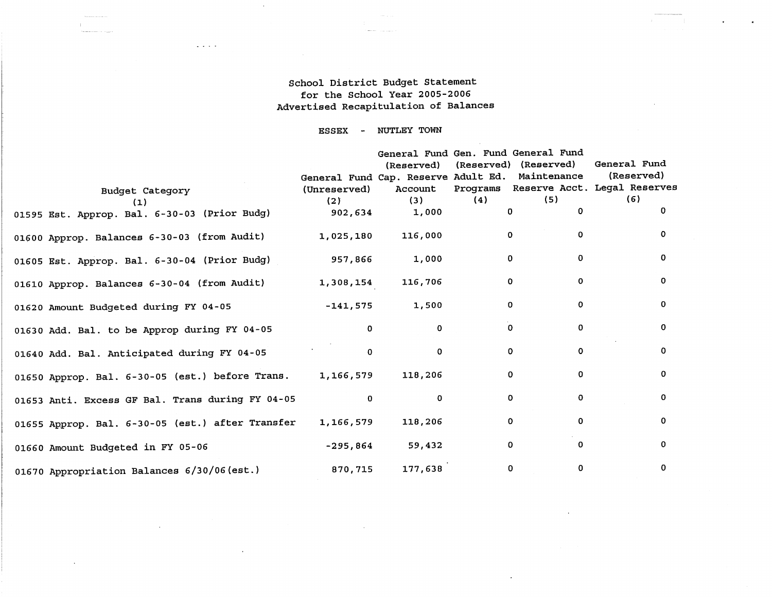School District Budget Statement
for the School Year 2005-2006
Advertised Recapitulation of Balances

ESSEX - NUTLEY TOWN

| Budget Category (1) | General Fund (Unreserved) (2) | General Fund (Reserved) Cap. Reserve Account (3) | Gen. Fund (Reserved) Adult Ed. Programs (4) | General Fund (Reserved) Maintenance Reserve Acct. (5) | General Fund (Reserved) Legal Reserves (6) |
|---|---|---|---|---|---|
| 01595 Est. Approp. Bal. 6-30-03 (Prior Budg) | 902,634 | 1,000 | 0 | 0 | 0 |
| 01600 Approp. Balances 6-30-03 (from Audit) | 1,025,180 | 116,000 | 0 | 0 | 0 |
| 01605 Est. Approp. Bal. 6-30-04 (Prior Budg) | 957,866 | 1,000 | 0 | 0 | 0 |
| 01610 Approp. Balances 6-30-04 (from Audit) | 1,308,154 | 116,706 | 0 | 0 | 0 |
| 01620 Amount Budgeted during FY 04-05 | -141,575 | 1,500 | 0 | 0 | 0 |
| 01630 Add. Bal. to be Approp during FY 04-05 | 0 | 0 | 0 | 0 | 0 |
| 01640 Add. Bal. Anticipated during FY 04-05 | 0 | 0 | 0 | 0 | 0 |
| 01650 Approp. Bal. 6-30-05 (est.) before Trans. | 1,166,579 | 118,206 | 0 | 0 | 0 |
| 01653 Anti. Excess GF Bal. Trans during FY 04-05 | 0 | 0 | 0 | 0 | 0 |
| 01655 Approp. Bal. 6-30-05 (est.) after Transfer | 1,166,579 | 118,206 | 0 | 0 | 0 |
| 01660 Amount Budgeted in FY 05-06 | -295,864 | 59,432 | 0 | 0 | 0 |
| 01670 Appropriation Balances 6/30/06 (est.) | 870,715 | 177,638 | 0 | 0 | 0 |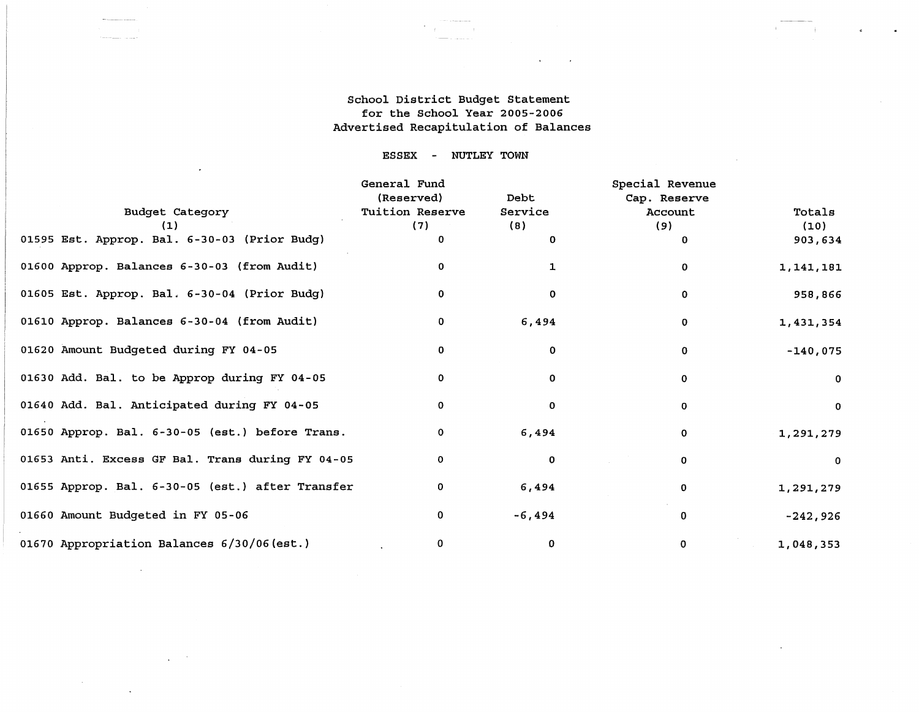School District Budget Statement
for the School Year 2005-2006
Advertised Recapitulation of Balances

ESSEX - NUTLEY TOWN

| Budget Category (1) | General Fund (Reserved) Tuition Reserve (7) | Debt Service (8) | Special Revenue Cap. Reserve Account (9) | Totals (10) |
|---|---|---|---|---|
| 01595 Est. Approp. Bal. 6-30-03 (Prior Budg) | 0 | 0 | 0 | 903,634 |
| 01600 Approp. Balances 6-30-03 (from Audit) | 0 | 1 | 0 | 1,141,181 |
| 01605 Est. Approp. Bal. 6-30-04 (Prior Budg) | 0 | 0 | 0 | 958,866 |
| 01610 Approp. Balances 6-30-04 (from Audit) | 0 | 6,494 | 0 | 1,431,354 |
| 01620 Amount Budgeted during FY 04-05 | 0 | 0 | 0 | -140,075 |
| 01630 Add. Bal. to be Approp during FY 04-05 | 0 | 0 | 0 | 0 |
| 01640 Add. Bal. Anticipated during FY 04-05 | 0 | 0 | 0 | 0 |
| 01650 Approp. Bal. 6-30-05 (est.) before Trans. | 0 | 6,494 | 0 | 1,291,279 |
| 01653 Anti. Excess GF Bal. Trans during FY 04-05 | 0 | 0 | 0 | 0 |
| 01655 Approp. Bal. 6-30-05 (est.) after Transfer | 0 | 6,494 | 0 | 1,291,279 |
| 01660 Amount Budgeted in FY 05-06 | 0 | -6,494 | 0 | -242,926 |
| 01670 Appropriation Balances 6/30/06(est.) | 0 | 0 | 0 | 1,048,353 |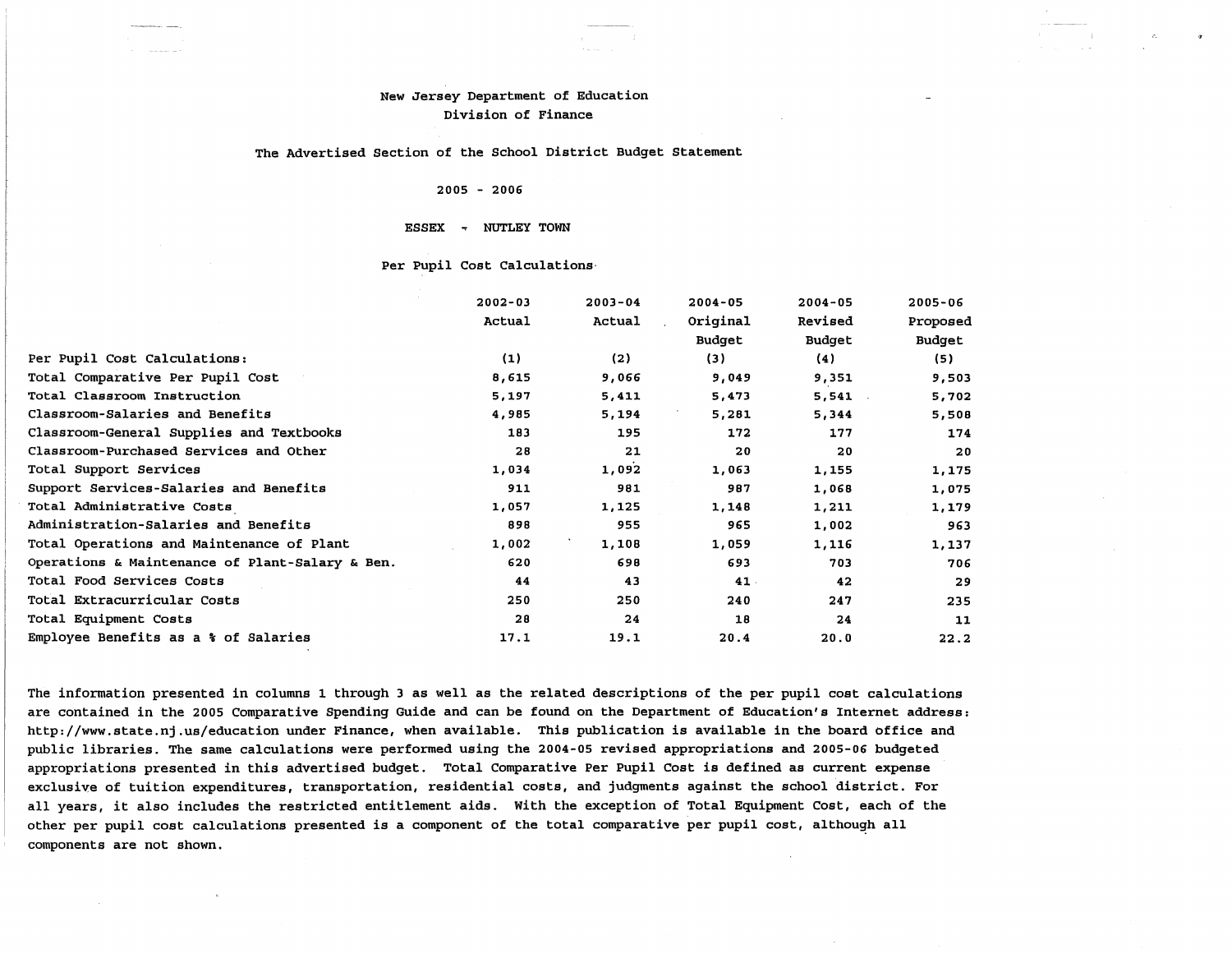New Jersey Department of Education
Division of Finance

The Advertised Section of the School District Budget Statement

2005 - 2006

ESSEX - NUTLEY TOWN

Per Pupil Cost Calculations

| | 2002-03 Actual | 2003-04 Actual | 2004-05 Original Budget | 2004-05 Revised Budget | 2005-06 Proposed Budget |
|---|---|---|---|---|---|
| Per Pupil Cost Calculations: | (1) | (2) | (3) | (4) | (5) |
| Total Comparative Per Pupil Cost | 8,615 | 9,066 | 9,049 | 9,351 | 9,503 |
| Total Classroom Instruction | 5,197 | 5,411 | 5,473 | 5,541 | 5,702 |
| Classroom-Salaries and Benefits | 4,985 | 5,194 | 5,281 | 5,344 | 5,508 |
| Classroom-General Supplies and Textbooks | 183 | 195 | 172 | 177 | 174 |
| Classroom-Purchased Services and Other | 28 | 21 | 20 | 20 | 20 |
| Total Support Services | 1,034 | 1,092 | 1,063 | 1,155 | 1,175 |
| Support Services-Salaries and Benefits | 911 | 981 | 987 | 1,068 | 1,075 |
| Total Administrative Costs | 1,057 | 1,125 | 1,148 | 1,211 | 1,179 |
| Administration-Salaries and Benefits | 898 | 955 | 965 | 1,002 | 963 |
| Total Operations and Maintenance of Plant | 1,002 | 1,108 | 1,059 | 1,116 | 1,137 |
| Operations & Maintenance of Plant-Salary & Ben. | 620 | 698 | 693 | 703 | 706 |
| Total Food Services Costs | 44 | 43 | 41 | 42 | 29 |
| Total Extracurricular Costs | 250 | 250 | 240 | 247 | 235 |
| Total Equipment Costs | 28 | 24 | 18 | 24 | 11 |
| Employee Benefits as a % of Salaries | 17.1 | 19.1 | 20.4 | 20.0 | 22.2 |

The information presented in columns 1 through 3 as well as the related descriptions of the per pupil cost calculations are contained in the 2005 Comparative Spending Guide and can be found on the Department of Education's Internet address: http://www.state.nj.us/education under Finance, when available. This publication is available in the board office and public libraries. The same calculations were performed using the 2004-05 revised appropriations and 2005-06 budgeted appropriations presented in this advertised budget. Total Comparative Per Pupil Cost is defined as current expense exclusive of tuition expenditures, transportation, residential costs, and judgments against the school district. For all years, it also includes the restricted entitlement aids. With the exception of Total Equipment Cost, each of the other per pupil cost calculations presented is a component of the total comparative per pupil cost, although all components are not shown.